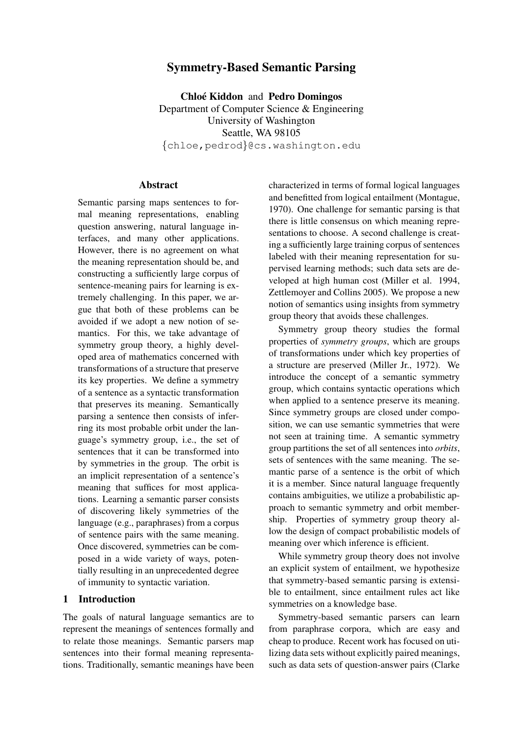# Symmetry-Based Semantic Parsing

**Chloé Kiddon** and **Pedro Domingos**
Department of Computer Science & Engineering
University of Washington
Seattle, WA 98105
{chloe,pedrod}@cs.washington.edu

## Abstract

Semantic parsing maps sentences to formal meaning representations, enabling question answering, natural language interfaces, and many other applications. However, there is no agreement on what the meaning representation should be, and constructing a sufficiently large corpus of sentence-meaning pairs for learning is extremely challenging. In this paper, we argue that both of these problems can be avoided if we adopt a new notion of semantics. For this, we take advantage of symmetry group theory, a highly developed area of mathematics concerned with transformations of a structure that preserve its key properties. We define a symmetry of a sentence as a syntactic transformation that preserves its meaning. Semantically parsing a sentence then consists of inferring its most probable orbit under the language's symmetry group, i.e., the set of sentences that it can be transformed into by symmetries in the group. The orbit is an implicit representation of a sentence's meaning that suffices for most applications. Learning a semantic parser consists of discovering likely symmetries of the language (e.g., paraphrases) from a corpus of sentence pairs with the same meaning. Once discovered, symmetries can be composed in a wide variety of ways, potentially resulting in an unprecedented degree of immunity to syntactic variation.

## 1 Introduction

The goals of natural language semantics are to represent the meanings of sentences formally and to relate those meanings. Semantic parsers map sentences into their formal meaning representations. Traditionally, semantic meanings have been characterized in terms of formal logical languages and benefitted from logical entailment (Montague, 1970). One challenge for semantic parsing is that there is little consensus on which meaning representations to choose. A second challenge is creating a sufficiently large training corpus of sentences labeled with their meaning representation for supervised learning methods; such data sets are developed at high human cost (Miller et al. 1994, Zettlemoyer and Collins 2005). We propose a new notion of semantics using insights from symmetry group theory that avoids these challenges.

Symmetry group theory studies the formal properties of *symmetry groups*, which are groups of transformations under which key properties of a structure are preserved (Miller Jr., 1972). We introduce the concept of a semantic symmetry group, which contains syntactic operations which when applied to a sentence preserve its meaning. Since symmetry groups are closed under composition, we can use semantic symmetries that were not seen at training time. A semantic symmetry group partitions the set of all sentences into *orbits*, sets of sentences with the same meaning. The semantic parse of a sentence is the orbit of which it is a member. Since natural language frequently contains ambiguities, we utilize a probabilistic approach to semantic symmetry and orbit membership. Properties of symmetry group theory allow the design of compact probabilistic models of meaning over which inference is efficient.

While symmetry group theory does not involve an explicit system of entailment, we hypothesize that symmetry-based semantic parsing is extensible to entailment, since entailment rules act like symmetries on a knowledge base.

Symmetry-based semantic parsers can learn from paraphrase corpora, which are easy and cheap to produce. Recent work has focused on utilizing data sets without explicitly paired meanings, such as data sets of question-answer pairs (Clarke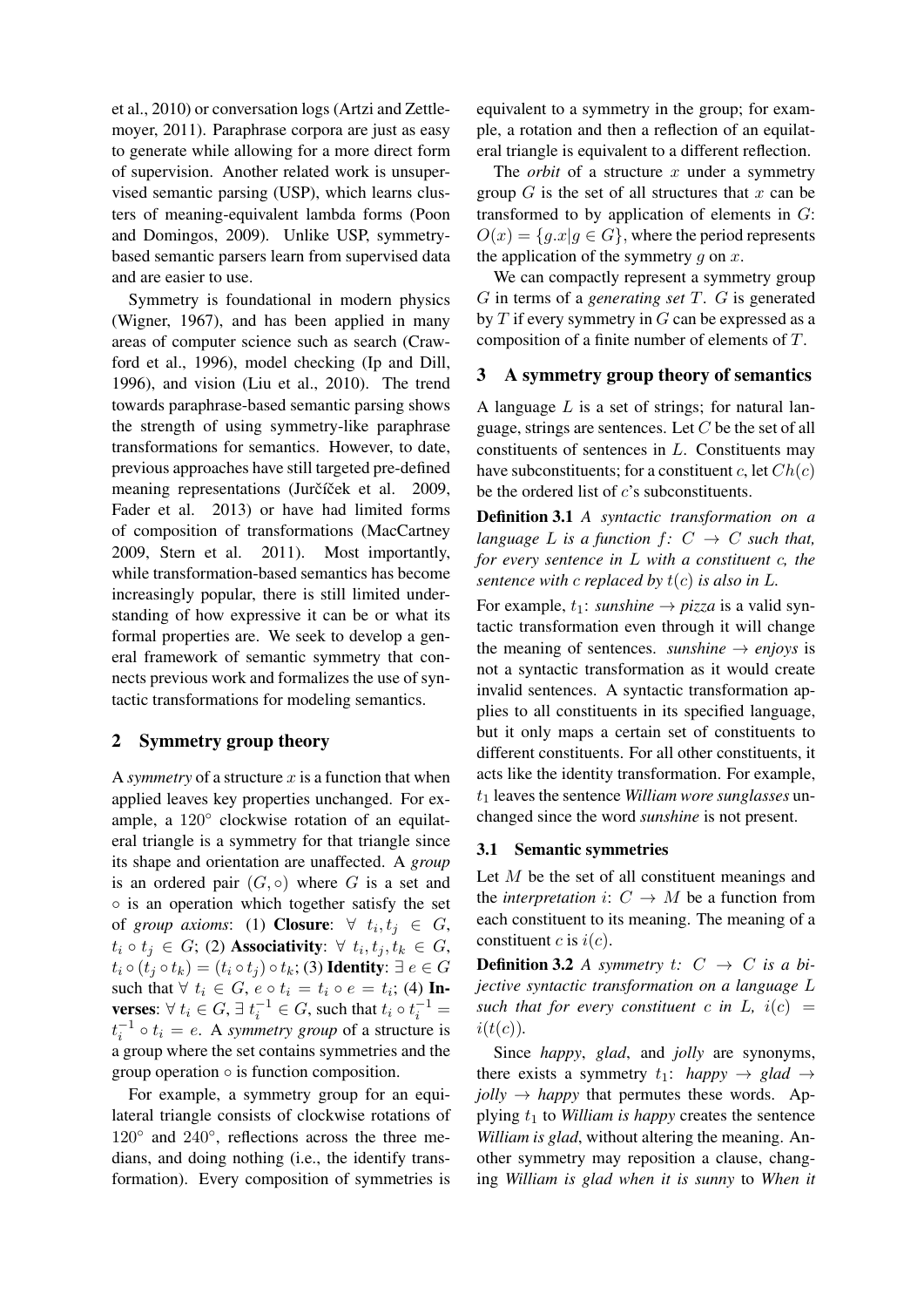et al., 2010) or conversation logs (Artzi and Zettlemoyer, 2011). Paraphrase corpora are just as easy to generate while allowing for a more direct form of supervision. Another related work is unsupervised semantic parsing (USP), which learns clusters of meaning-equivalent lambda forms (Poon and Domingos, 2009). Unlike USP, symmetry-based semantic parsers learn from supervised data and are easier to use.

Symmetry is foundational in modern physics (Wigner, 1967), and has been applied in many areas of computer science such as search (Crawford et al., 1996), model checking (Ip and Dill, 1996), and vision (Liu et al., 2010). The trend towards paraphrase-based semantic parsing shows the strength of using symmetry-like paraphrase transformations for semantics. However, to date, previous approaches have still targeted pre-defined meaning representations (Jurčíček et al. 2009, Fader et al. 2013) or have had limited forms of composition of transformations (MacCartney 2009, Stern et al. 2011). Most importantly, while transformation-based semantics has become increasingly popular, there is still limited understanding of how expressive it can be or what its formal properties are. We seek to develop a general framework of semantic symmetry that connects previous work and formalizes the use of syntactic transformations for modeling semantics.

## 2 Symmetry group theory

A *symmetry* of a structure $x$ is a function that when applied leaves key properties unchanged. For example, a $120^\circ$ clockwise rotation of an equilateral triangle is a symmetry for that triangle since its shape and orientation are unaffected. A *group* is an ordered pair $(G, \circ)$ where $G$ is a set and $\circ$ is an operation which together satisfy the set of *group axioms*: (1) **Closure**: $\forall\ t_i, t_j \in G$, $t_i \circ t_j \in G$; (2) **Associativity**: $\forall\ t_i, t_j, t_k \in G$, $t_i \circ (t_j \circ t_k) = (t_i \circ t_j) \circ t_k$; (3) **Identity**: $\exists\ e \in G$ such that $\forall\ t_i \in G$, $e \circ t_i = t_i \circ e = t_i$; (4) **Inverses**: $\forall\ t_i \in G$, $\exists\ t_i^{-1} \in G$, such that $t_i \circ t_i^{-1} = t_i^{-1} \circ t_i = e$. A *symmetry group* of a structure is a group where the set contains symmetries and the group operation $\circ$ is function composition.

For example, a symmetry group for an equilateral triangle consists of clockwise rotations of $120^\circ$ and $240^\circ$, reflections across the three medians, and doing nothing (i.e., the identify transformation). Every composition of symmetries is equivalent to a symmetry in the group; for example, a rotation and then a reflection of an equilateral triangle is equivalent to a different reflection.

The *orbit* of a structure $x$ under a symmetry group $G$ is the set of all structures that $x$ can be transformed to by application of elements in $G$: $O(x) = \{g.x | g \in G\}$, where the period represents the application of the symmetry $g$ on $x$.

We can compactly represent a symmetry group $G$ in terms of a *generating set* $T$. $G$ is generated by $T$ if every symmetry in $G$ can be expressed as a composition of a finite number of elements of $T$.

## 3 A symmetry group theory of semantics

A language $L$ is a set of strings; for natural language, strings are sentences. Let $C$ be the set of all constituents of sentences in $L$. Constituents may have subconstituents; for a constituent $c$, let $Ch(c)$ be the ordered list of $c$'s subconstituents.

**Definition 3.1** *A syntactic transformation on a language $L$ is a function $f\colon\ C \to C$ such that, for every sentence in $L$ with a constituent $c$, the sentence with $c$ replaced by $t(c)$ is also in $L$.*

For example, $t_1$: *sunshine* $\to$ *pizza* is a valid syntactic transformation even through it will change the meaning of sentences. *sunshine* $\to$ *enjoys* is not a syntactic transformation as it would create invalid sentences. A syntactic transformation applies to all constituents in its specified language, but it only maps a certain set of constituents to different constituents. For all other constituents, it acts like the identity transformation. For example, $t_1$ leaves the sentence *William wore sunglasses* unchanged since the word *sunshine* is not present.

### 3.1 Semantic symmetries

Let $M$ be the set of all constituent meanings and the *interpretation* $i\colon\ C \to M$ be a function from each constituent to its meaning. The meaning of a constituent $c$ is $i(c)$.

**Definition 3.2** *A symmetry $t\colon\ C \to C$ is a bijective syntactic transformation on a language $L$ such that for every constituent $c$ in $L$, $i(c) = i(t(c))$.*

Since *happy*, *glad*, and *jolly* are synonyms, there exists a symmetry $t_1$: *happy* $\to$ *glad* $\to$ *jolly* $\to$ *happy* that permutes these words. Applying $t_1$ to *William is happy* creates the sentence *William is glad*, without altering the meaning. Another symmetry may reposition a clause, changing *William is glad when it is sunny* to *When it*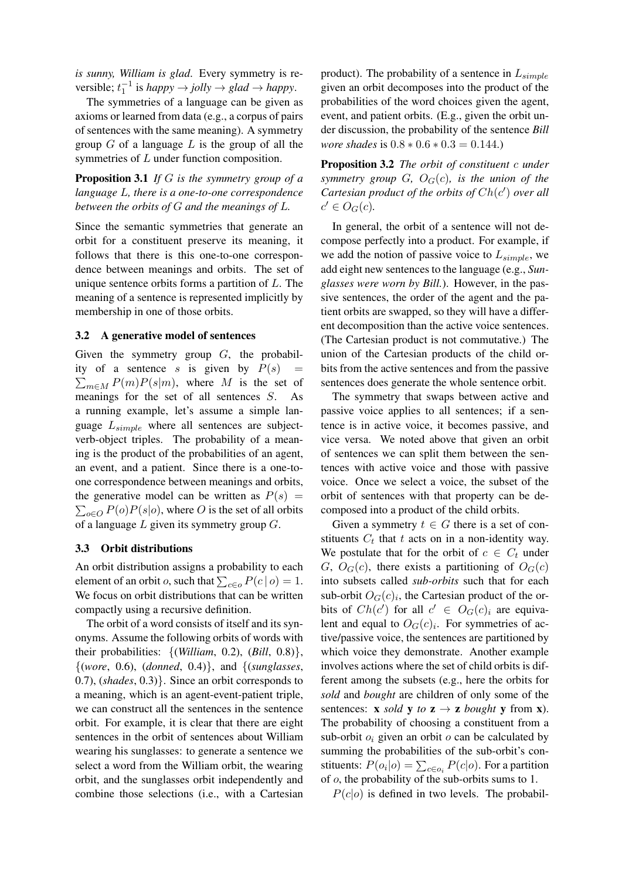*is sunny, William is glad*. Every symmetry is reversible; $t_1^{-1}$ is *happy* → *jolly* → *glad* → *happy*.

The symmetries of a language can be given as axioms or learned from data (e.g., a corpus of pairs of sentences with the same meaning). A symmetry group $G$ of a language $L$ is the group of all the symmetries of $L$ under function composition.

**Proposition 3.1** *If $G$ is the symmetry group of a language $L$, there is a one-to-one correspondence between the orbits of $G$ and the meanings of $L$.*

Since the semantic symmetries that generate an orbit for a constituent preserve its meaning, it follows that there is this one-to-one correspondence between meanings and orbits. The set of unique sentence orbits forms a partition of $L$. The meaning of a sentence is represented implicitly by membership in one of those orbits.

### 3.2 A generative model of sentences

Given the symmetry group $G$, the probability of a sentence $s$ is given by $P(s) = \sum_{m \in M} P(m)P(s|m)$, where $M$ is the set of meanings for the set of all sentences $S$. As a running example, let's assume a simple language $L_{simple}$ where all sentences are subject-verb-object triples. The probability of a meaning is the product of the probabilities of an agent, an event, and a patient. Since there is a one-to-one correspondence between meanings and orbits, the generative model can be written as $P(s) = \sum_{o \in O} P(o)P(s|o)$, where $O$ is the set of all orbits of a language $L$ given its symmetry group $G$.

### 3.3 Orbit distributions

An orbit distribution assigns a probability to each element of an orbit $o$, such that $\sum_{c \in o} P(c \mid o) = 1$. We focus on orbit distributions that can be written compactly using a recursive definition.

The orbit of a word consists of itself and its synonyms. Assume the following orbits of words with their probabilities: {(*William*, 0.2), (*Bill*, 0.8)}, {(*wore*, 0.6), (*donned*, 0.4)}, and {(*sunglasses*, 0.7), (*shades*, 0.3)}. Since an orbit corresponds to a meaning, which is an agent-event-patient triple, we can construct all the sentences in the sentence orbit. For example, it is clear that there are eight sentences in the orbit of sentences about William wearing his sunglasses: to generate a sentence we select a word from the William orbit, the wearing orbit, and the sunglasses orbit independently and combine those selections (i.e., with a Cartesian product). The probability of a sentence in $L_{simple}$ given an orbit decomposes into the product of the probabilities of the word choices given the agent, event, and patient orbits. (E.g., given the orbit under discussion, the probability of the sentence *Bill wore shades* is $0.8 * 0.6 * 0.3 = 0.144$.)

**Proposition 3.2** *The orbit of constituent $c$ under symmetry group $G$, $O_G(c)$, is the union of the Cartesian product of the orbits of $Ch(c')$ over all $c' \in O_G(c)$.*

In general, the orbit of a sentence will not decompose perfectly into a product. For example, if we add the notion of passive voice to $L_{simple}$, we add eight new sentences to the language (e.g., *Sunglasses were worn by Bill.*). However, in the passive sentences, the order of the agent and the patient orbits are swapped, so they will have a different decomposition than the active voice sentences. (The Cartesian product is not commutative.) The union of the Cartesian products of the child orbits from the active sentences and from the passive sentences does generate the whole sentence orbit.

The symmetry that swaps between active and passive voice applies to all sentences; if a sentence is in active voice, it becomes passive, and vice versa. We noted above that given an orbit of sentences we can split them between the sentences with active voice and those with passive voice. Once we select a voice, the subset of the orbit of sentences with that property can be decomposed into a product of the child orbits.

Given a symmetry $t \in G$ there is a set of constituents $C_t$ that $t$ acts on in a non-identity way. We postulate that for the orbit of $c \in C_t$ under $G$, $O_G(c)$, there exists a partitioning of $O_G(c)$ into subsets called *sub-orbits* such that for each sub-orbit $O_G(c)_i$, the Cartesian product of the orbits of $Ch(c')$ for all $c' \in O_G(c)_i$ are equivalent and equal to $O_G(c)_i$. For symmetries of active/passive voice, the sentences are partitioned by which voice they demonstrate. Another example involves actions where the set of child orbits is different among the subsets (e.g., here the orbits for *sold* and *bought* are children of only some of the sentences: **x** *sold* **y** *to* **z** → **z** *bought* **y** from **x**). The probability of choosing a constituent from a sub-orbit $o_i$ given an orbit $o$ can be calculated by summing the probabilities of the sub-orbit's constituents: $P(o_i|o) = \sum_{c \in o_i} P(c|o)$. For a partition of $o$, the probability of the sub-orbits sums to 1.

$P(c|o)$ is defined in two levels. The probabil-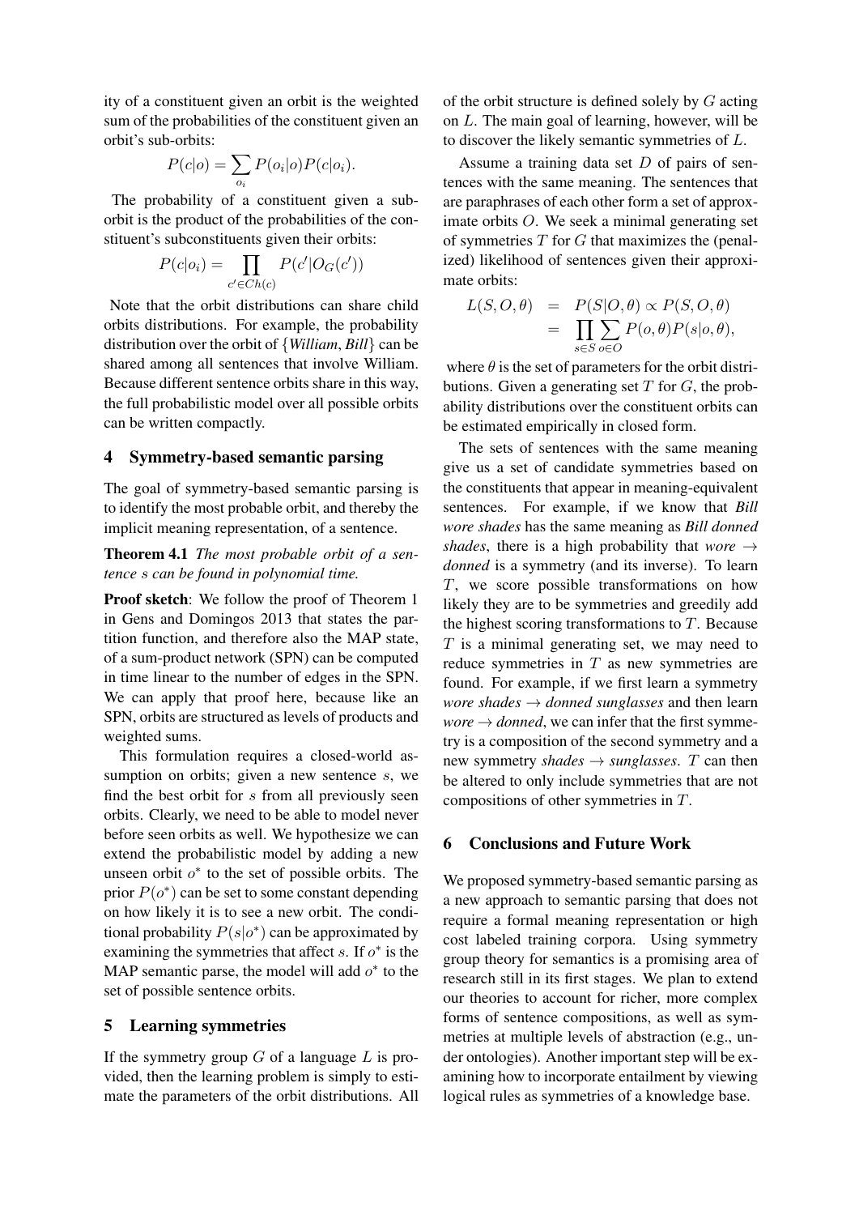ity of a constituent given an orbit is the weighted sum of the probabilities of the constituent given an orbit's sub-orbits:

$$P(c|o) = \sum_{o_i} P(o_i|o)P(c|o_i).$$

The probability of a constituent given a sub-orbit is the product of the probabilities of the constituent's subconstituents given their orbits:

$$P(c|o_i) = \prod_{c' \in Ch(c)} P(c'|O_G(c'))$$

Note that the orbit distributions can share child orbits distributions. For example, the probability distribution over the orbit of $\{$*William*, *Bill*$\}$ can be shared among all sentences that involve William. Because different sentence orbits share in this way, the full probabilistic model over all possible orbits can be written compactly.

## 4 Symmetry-based semantic parsing

The goal of symmetry-based semantic parsing is to identify the most probable orbit, and thereby the implicit meaning representation, of a sentence.

**Theorem 4.1** *The most probable orbit of a sentence $s$ can be found in polynomial time.*

**Proof sketch**: We follow the proof of Theorem 1 in Gens and Domingos 2013 that states the partition function, and therefore also the MAP state, of a sum-product network (SPN) can be computed in time linear to the number of edges in the SPN. We can apply that proof here, because like an SPN, orbits are structured as levels of products and weighted sums.

This formulation requires a closed-world assumption on orbits; given a new sentence $s$, we find the best orbit for $s$ from all previously seen orbits. Clearly, we need to be able to model never before seen orbits as well. We hypothesize we can extend the probabilistic model by adding a new unseen orbit $o^*$ to the set of possible orbits. The prior $P(o^*)$ can be set to some constant depending on how likely it is to see a new orbit. The conditional probability $P(s|o^*)$ can be approximated by examining the symmetries that affect $s$. If $o^*$ is the MAP semantic parse, the model will add $o^*$ to the set of possible sentence orbits.

## 5 Learning symmetries

If the symmetry group $G$ of a language $L$ is provided, then the learning problem is simply to estimate the parameters of the orbit distributions. All of the orbit structure is defined solely by $G$ acting on $L$. The main goal of learning, however, will be to discover the likely semantic symmetries of $L$.

Assume a training data set $D$ of pairs of sentences with the same meaning. The sentences that are paraphrases of each other form a set of approximate orbits $O$. We seek a minimal generating set of symmetries $T$ for $G$ that maximizes the (penalized) likelihood of sentences given their approximate orbits:

$$\begin{aligned} L(S, O, \theta) &= P(S|O, \theta) \propto P(S, O, \theta) \\ &= \prod_{s \in S} \sum_{o \in O} P(o, \theta) P(s|o, \theta), \end{aligned}$$

where $\theta$ is the set of parameters for the orbit distributions. Given a generating set $T$ for $G$, the probability distributions over the constituent orbits can be estimated empirically in closed form.

The sets of sentences with the same meaning give us a set of candidate symmetries based on the constituents that appear in meaning-equivalent sentences. For example, if we know that *Bill wore shades* has the same meaning as *Bill donned shades*, there is a high probability that *wore* $\rightarrow$ *donned* is a symmetry (and its inverse). To learn $T$, we score possible transformations on how likely they are to be symmetries and greedily add the highest scoring transformations to $T$. Because $T$ is a minimal generating set, we may need to reduce symmetries in $T$ as new symmetries are found. For example, if we first learn a symmetry *wore shades* $\rightarrow$ *donned sunglasses* and then learn *wore* $\rightarrow$ *donned*, we can infer that the first symmetry is a composition of the second symmetry and a new symmetry *shades* $\rightarrow$ *sunglasses*. $T$ can then be altered to only include symmetries that are not compositions of other symmetries in $T$.

## 6 Conclusions and Future Work

We proposed symmetry-based semantic parsing as a new approach to semantic parsing that does not require a formal meaning representation or high cost labeled training corpora. Using symmetry group theory for semantics is a promising area of research still in its first stages. We plan to extend our theories to account for richer, more complex forms of sentence compositions, as well as symmetries at multiple levels of abstraction (e.g., under ontologies). Another important step will be examining how to incorporate entailment by viewing logical rules as symmetries of a knowledge base.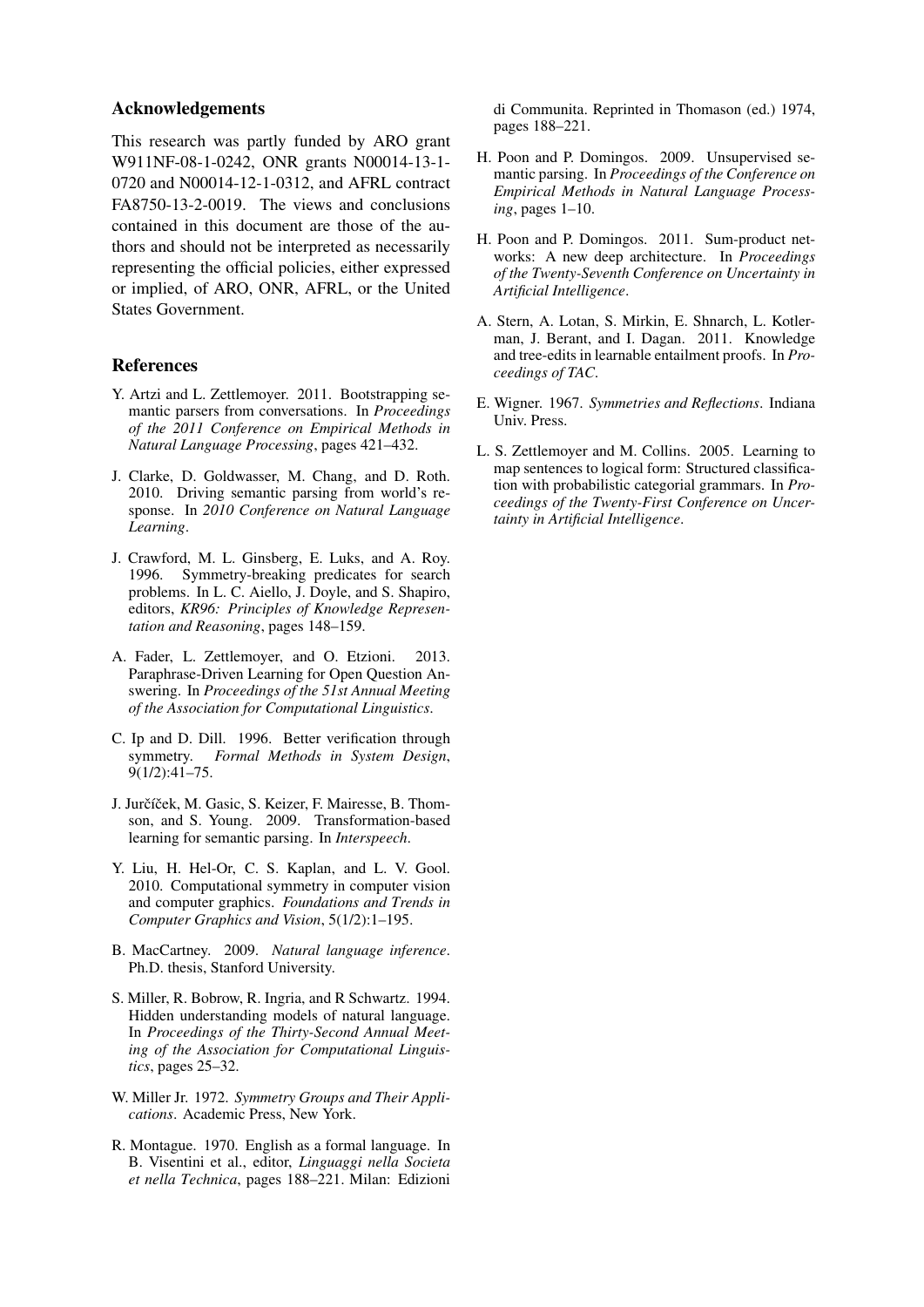## Acknowledgements

This research was partly funded by ARO grant W911NF-08-1-0242, ONR grants N00014-13-1-0720 and N00014-12-1-0312, and AFRL contract FA8750-13-2-0019. The views and conclusions contained in this document are those of the authors and should not be interpreted as necessarily representing the official policies, either expressed or implied, of ARO, ONR, AFRL, or the United States Government.

## References

Y. Artzi and L. Zettlemoyer. 2011. Bootstrapping semantic parsers from conversations. In *Proceedings of the 2011 Conference on Empirical Methods in Natural Language Processing*, pages 421–432.

J. Clarke, D. Goldwasser, M. Chang, and D. Roth. 2010. Driving semantic parsing from world's response. In *2010 Conference on Natural Language Learning*.

J. Crawford, M. L. Ginsberg, E. Luks, and A. Roy. 1996. Symmetry-breaking predicates for search problems. In L. C. Aiello, J. Doyle, and S. Shapiro, editors, *KR96: Principles of Knowledge Representation and Reasoning*, pages 148–159.

A. Fader, L. Zettlemoyer, and O. Etzioni. 2013. Paraphrase-Driven Learning for Open Question Answering. In *Proceedings of the 51st Annual Meeting of the Association for Computational Linguistics*.

C. Ip and D. Dill. 1996. Better verification through symmetry. *Formal Methods in System Design*, 9(1/2):41–75.

J. Jurčíček, M. Gasic, S. Keizer, F. Mairesse, B. Thomson, and S. Young. 2009. Transformation-based learning for semantic parsing. In *Interspeech*.

Y. Liu, H. Hel-Or, C. S. Kaplan, and L. V. Gool. 2010. Computational symmetry in computer vision and computer graphics. *Foundations and Trends in Computer Graphics and Vision*, 5(1/2):1–195.

B. MacCartney. 2009. *Natural language inference*. Ph.D. thesis, Stanford University.

S. Miller, R. Bobrow, R. Ingria, and R Schwartz. 1994. Hidden understanding models of natural language. In *Proceedings of the Thirty-Second Annual Meeting of the Association for Computational Linguistics*, pages 25–32.

W. Miller Jr. 1972. *Symmetry Groups and Their Applications*. Academic Press, New York.

R. Montague. 1970. English as a formal language. In B. Visentini et al., editor, *Linguaggi nella Societa et nella Technica*, pages 188–221. Milan: Edizioni di Communita. Reprinted in Thomason (ed.) 1974, pages 188–221.

H. Poon and P. Domingos. 2009. Unsupervised semantic parsing. In *Proceedings of the Conference on Empirical Methods in Natural Language Processing*, pages 1–10.

H. Poon and P. Domingos. 2011. Sum-product networks: A new deep architecture. In *Proceedings of the Twenty-Seventh Conference on Uncertainty in Artificial Intelligence*.

A. Stern, A. Lotan, S. Mirkin, E. Shnarch, L. Kotlerman, J. Berant, and I. Dagan. 2011. Knowledge and tree-edits in learnable entailment proofs. In *Proceedings of TAC*.

E. Wigner. 1967. *Symmetries and Reflections*. Indiana Univ. Press.

L. S. Zettlemoyer and M. Collins. 2005. Learning to map sentences to logical form: Structured classification with probabilistic categorial grammars. In *Proceedings of the Twenty-First Conference on Uncertainty in Artificial Intelligence*.